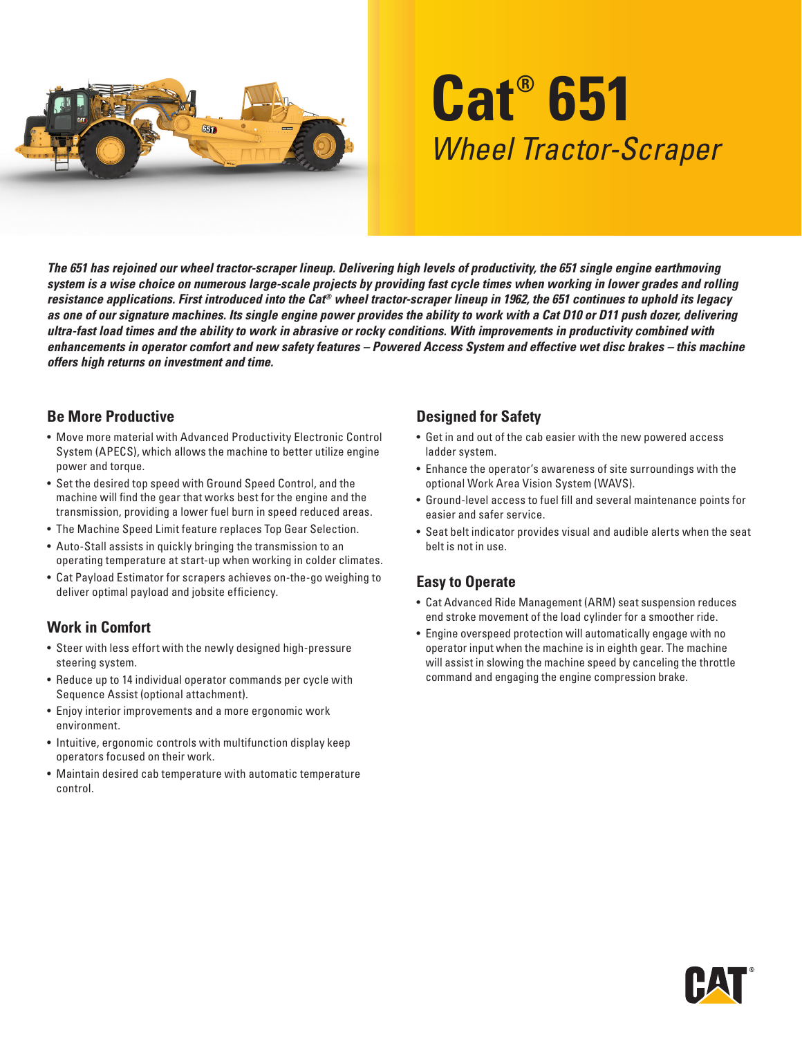# Cat® 651

*Wheel Tractor-Scraper*

***The 651 has rejoined our wheel tractor-scraper lineup. Delivering high levels of productivity, the 651 single engine earthmoving system is a wise choice on numerous large-scale projects by providing fast cycle times when working in lower grades and rolling resistance applications. First introduced into the Cat® wheel tractor-scraper lineup in 1962, the 651 continues to uphold its legacy as one of our signature machines. Its single engine power provides the ability to work with a Cat D10 or D11 push dozer, delivering ultra-fast load times and the ability to work in abrasive or rocky conditions. With improvements in productivity combined with enhancements in operator comfort and new safety features – Powered Access System and effective wet disc brakes – this machine offers high returns on investment and time.***

## Be More Productive

- Move more material with Advanced Productivity Electronic Control System (APECS), which allows the machine to better utilize engine power and torque.
- Set the desired top speed with Ground Speed Control, and the machine will find the gear that works best for the engine and the transmission, providing a lower fuel burn in speed reduced areas.
- The Machine Speed Limit feature replaces Top Gear Selection.
- Auto-Stall assists in quickly bringing the transmission to an operating temperature at start-up when working in colder climates.
- Cat Payload Estimator for scrapers achieves on-the-go weighing to deliver optimal payload and jobsite efficiency.

## Work in Comfort

- Steer with less effort with the newly designed high-pressure steering system.
- Reduce up to 14 individual operator commands per cycle with Sequence Assist (optional attachment).
- Enjoy interior improvements and a more ergonomic work environment.
- Intuitive, ergonomic controls with multifunction display keep operators focused on their work.
- Maintain desired cab temperature with automatic temperature control.

## Designed for Safety

- Get in and out of the cab easier with the new powered access ladder system.
- Enhance the operator's awareness of site surroundings with the optional Work Area Vision System (WAVS).
- Ground-level access to fuel fill and several maintenance points for easier and safer service.
- Seat belt indicator provides visual and audible alerts when the seat belt is not in use.

## Easy to Operate

- Cat Advanced Ride Management (ARM) seat suspension reduces end stroke movement of the load cylinder for a smoother ride.
- Engine overspeed protection will automatically engage with no operator input when the machine is in eighth gear. The machine will assist in slowing the machine speed by canceling the throttle command and engaging the engine compression brake.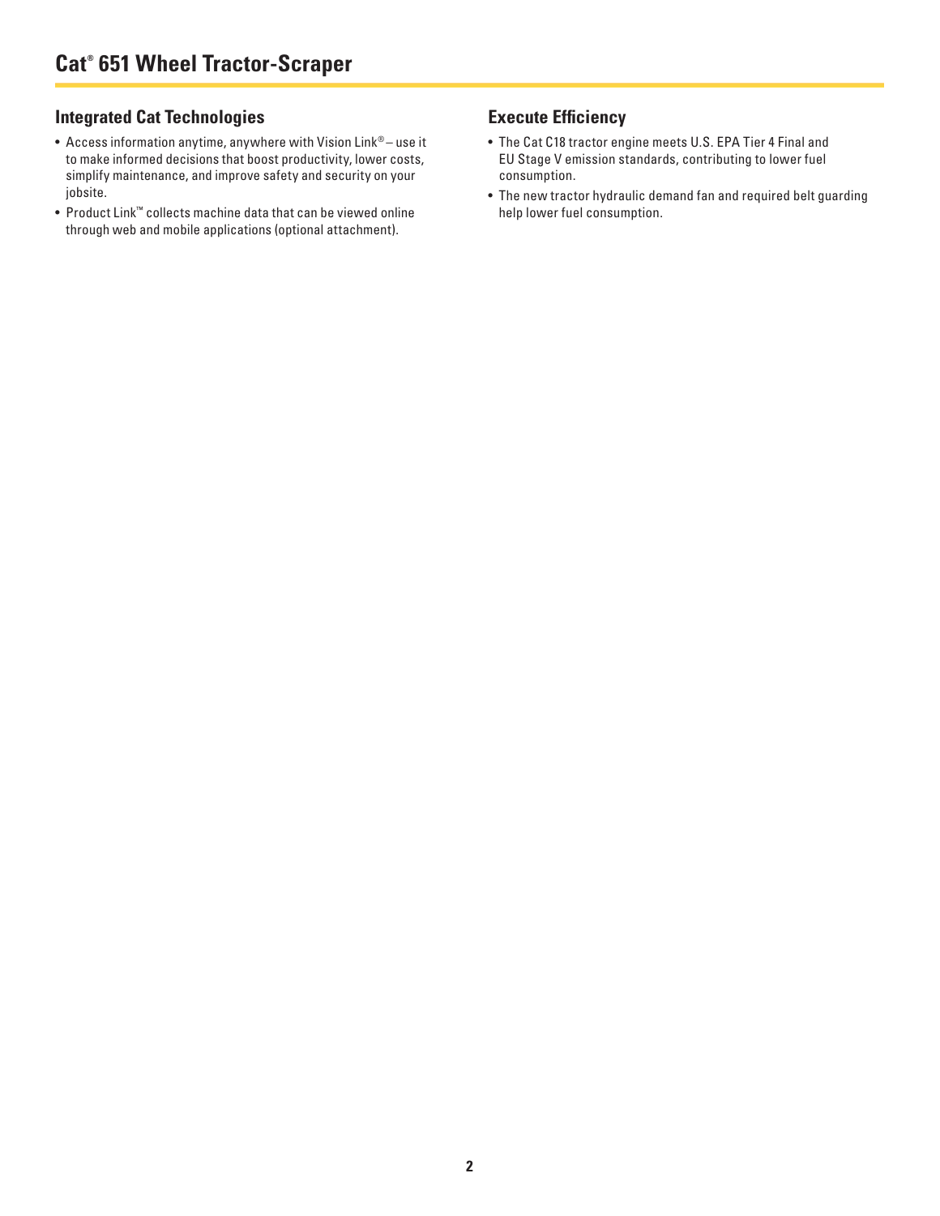# Cat® 651 Wheel Tractor-Scraper

## Integrated Cat Technologies

- Access information anytime, anywhere with Vision Link® – use it to make informed decisions that boost productivity, lower costs, simplify maintenance, and improve safety and security on your jobsite.
- Product Link™ collects machine data that can be viewed online through web and mobile applications (optional attachment).

## Execute Efficiency

- The Cat C18 tractor engine meets U.S. EPA Tier 4 Final and EU Stage V emission standards, contributing to lower fuel consumption.
- The new tractor hydraulic demand fan and required belt guarding help lower fuel consumption.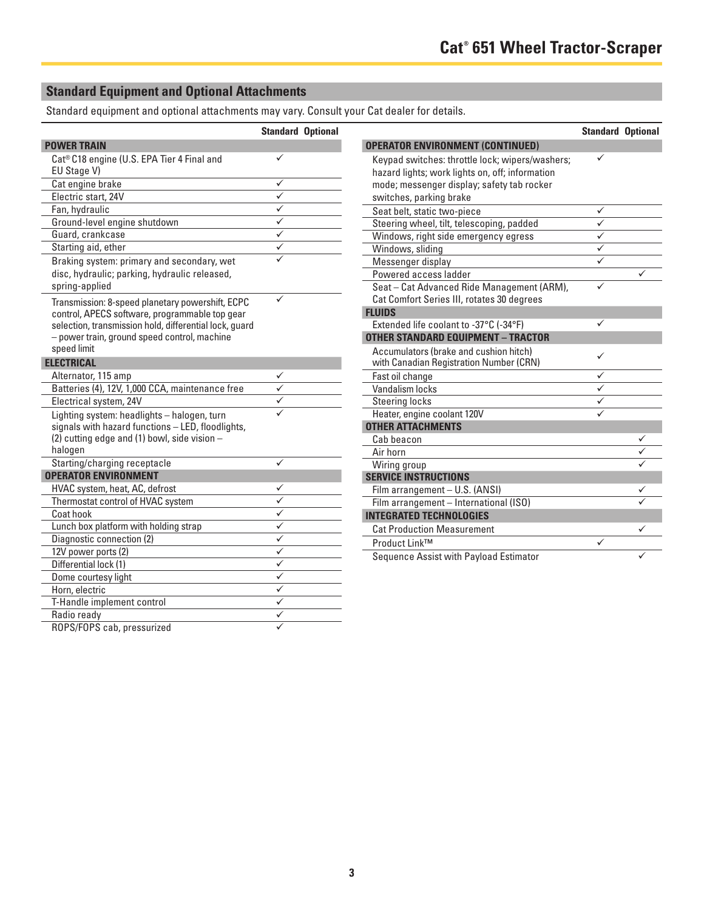## Standard Equipment and Optional Attachments

Standard equipment and optional attachments may vary. Consult your Cat dealer for details.

| | Standard | Optional |
|---|---|---|
| **POWER TRAIN** | | |
| Cat® C18 engine (U.S. EPA Tier 4 Final and EU Stage V) | ✓ | |
| Cat engine brake | ✓ | |
| Electric start, 24V | ✓ | |
| Fan, hydraulic | ✓ | |
| Ground-level engine shutdown | ✓ | |
| Guard, crankcase | ✓ | |
| Starting aid, ether | ✓ | |
| Braking system: primary and secondary, wet disc, hydraulic; parking, hydraulic released, spring-applied | ✓ | |
| Transmission: 8-speed planetary powershift, ECPC control, APECS software, programmable top gear selection, transmission hold, differential lock, guard – power train, ground speed control, machine speed limit | ✓ | |
| **ELECTRICAL** | | |
| Alternator, 115 amp | ✓ | |
| Batteries (4), 12V, 1,000 CCA, maintenance free | ✓ | |
| Electrical system, 24V | ✓ | |
| Lighting system: headlights – halogen, turn signals with hazard functions – LED, floodlights, (2) cutting edge and (1) bowl, side vision – halogen | ✓ | |
| Starting/charging receptacle | ✓ | |
| **OPERATOR ENVIRONMENT** | | |
| HVAC system, heat, AC, defrost | ✓ | |
| Thermostat control of HVAC system | ✓ | |
| Coat hook | ✓ | |
| Lunch box platform with holding strap | ✓ | |
| Diagnostic connection (2) | ✓ | |
| 12V power ports (2) | ✓ | |
| Differential lock (1) | ✓ | |
| Dome courtesy light | ✓ | |
| Horn, electric | ✓ | |
| T-Handle implement control | ✓ | |
| Radio ready | ✓ | |
| ROPS/FOPS cab, pressurized | ✓ | |
| **OPERATOR ENVIRONMENT (CONTINUED)** | | |
| Keypad switches: throttle lock; wipers/washers; hazard lights; work lights on, off; information mode; messenger display; safety tab rocker switches, parking brake | ✓ | |
| Seat belt, static two-piece | ✓ | |
| Steering wheel, tilt, telescoping, padded | ✓ | |
| Windows, right side emergency egress | ✓ | |
| Windows, sliding | ✓ | |
| Messenger display | ✓ | |
| Powered access ladder | | ✓ |
| Seat – Cat Advanced Ride Management (ARM), Cat Comfort Series III, rotates 30 degrees | ✓ | |
| **FLUIDS** | | |
| Extended life coolant to -37°C (-34°F) | ✓ | |
| **OTHER STANDARD EQUIPMENT – TRACTOR** | | |
| Accumulators (brake and cushion hitch) with Canadian Registration Number (CRN) | ✓ | |
| Fast oil change | ✓ | |
| Vandalism locks | ✓ | |
| Steering locks | ✓ | |
| Heater, engine coolant 120V | ✓ | |
| **OTHER ATTACHMENTS** | | |
| Cab beacon | | ✓ |
| Air horn | | ✓ |
| Wiring group | | ✓ |
| **SERVICE INSTRUCTIONS** | | |
| Film arrangement – U.S. (ANSI) | | ✓ |
| Film arrangement – International (ISO) | | ✓ |
| **INTEGRATED TECHNOLOGIES** | | |
| Cat Production Measurement | | ✓ |
| Product Link™ | ✓ | |
| Sequence Assist with Payload Estimator | | ✓ |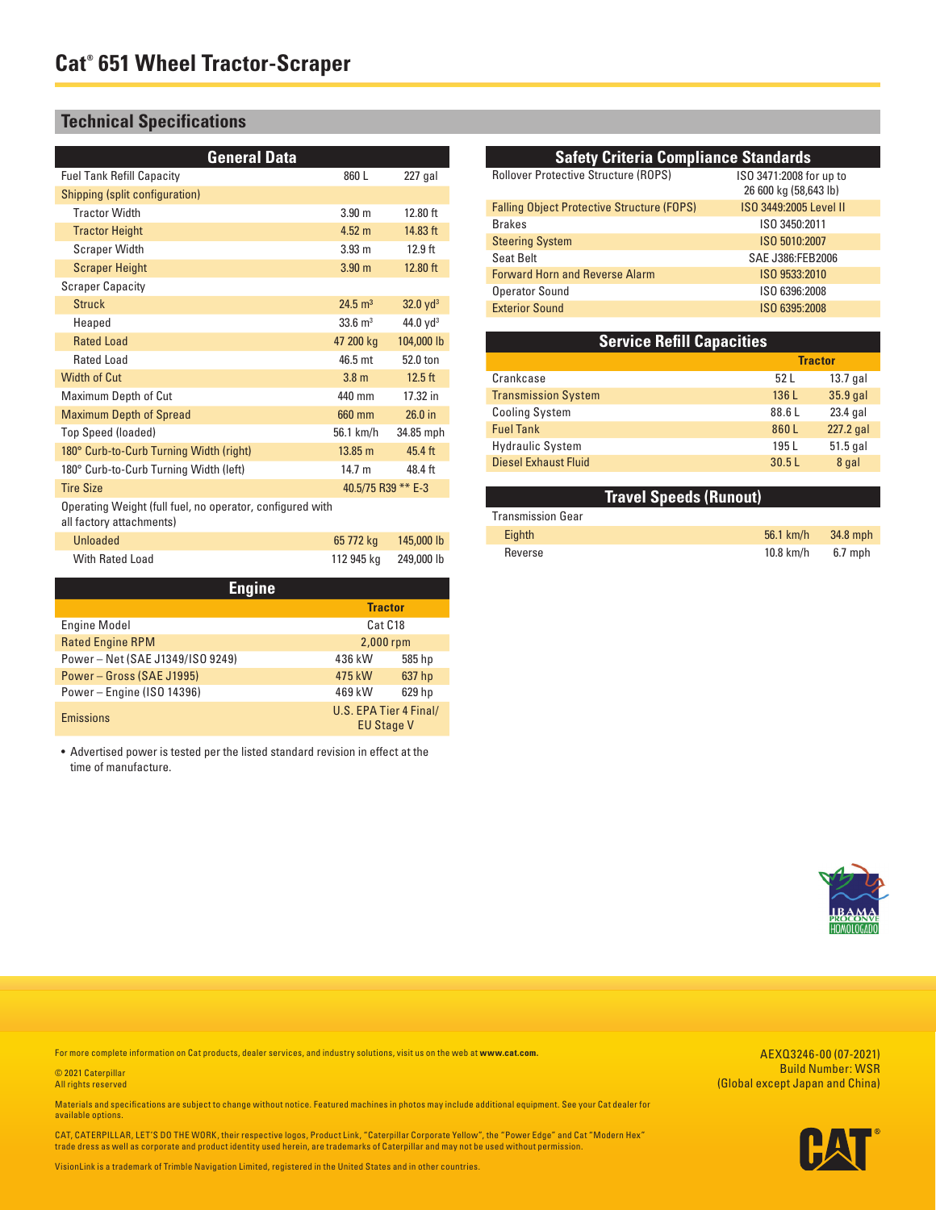# Cat® 651 Wheel Tractor-Scraper

## Technical Specifications

| General Data | | |
|---|---|---|
| Fuel Tank Refill Capacity | 860 L | 227 gal |
| Shipping (split configuration) | | |
| Tractor Width | 3.90 m | 12.80 ft |
| Tractor Height | 4.52 m | 14.83 ft |
| Scraper Width | 3.93 m | 12.9 ft |
| Scraper Height | 3.90 m | 12.80 ft |
| Scraper Capacity | | |
| Struck | 24.5 $m^3$ | 32.0 $yd^3$ |
| Heaped | 33.6 $m^3$ | 44.0 $yd^3$ |
| Rated Load | 47 200 kg | 104,000 lb |
| Rated Load | 46.5 mt | 52.0 ton |
| Width of Cut | 3.8 m | 12.5 ft |
| Maximum Depth of Cut | 440 mm | 17.32 in |
| Maximum Depth of Spread | 660 mm | 26.0 in |
| Top Speed (loaded) | 56.1 km/h | 34.85 mph |
| 180° Curb-to-Curb Turning Width (right) | 13.85 m | 45.4 ft |
| 180° Curb-to-Curb Turning Width (left) | 14.7 m | 48.4 ft |
| Tire Size | 40.5/75 R39 ** E-3 | |
| Operating Weight (full fuel, no operator, configured with all factory attachments) | | |
| Unloaded | 65 772 kg | 145,000 lb |
| With Rated Load | 112 945 kg | 249,000 lb |

| Engine | | |
|---|---|---|
| | Tractor | |
| Engine Model | Cat C18 | |
| Rated Engine RPM | 2,000 rpm | |
| Power – Net (SAE J1349/ISO 9249) | 436 kW | 585 hp |
| Power – Gross (SAE J1995) | 475 kW | 637 hp |
| Power – Engine (ISO 14396) | 469 kW | 629 hp |
| Emissions | U.S. EPA Tier 4 Final/ EU Stage V | |

- Advertised power is tested per the listed standard revision in effect at the time of manufacture.

| Safety Criteria Compliance Standards | |
|---|---|
| Rollover Protective Structure (ROPS) | ISO 3471:2008 for up to 26 600 kg (58,643 lb) |
| Falling Object Protective Structure (FOPS) | ISO 3449:2005 Level II |
| Brakes | ISO 3450:2011 |
| Steering System | ISO 5010:2007 |
| Seat Belt | SAE J386:FEB2006 |
| Forward Horn and Reverse Alarm | ISO 9533:2010 |
| Operator Sound | ISO 6396:2008 |
| Exterior Sound | ISO 6395:2008 |

| Service Refill Capacities | | |
|---|---|---|
| | Tractor | |
| Crankcase | 52 L | 13.7 gal |
| Transmission System | 136 L | 35.9 gal |
| Cooling System | 88.6 L | 23.4 gal |
| Fuel Tank | 860 L | 227.2 gal |
| Hydraulic System | 195 L | 51.5 gal |
| Diesel Exhaust Fluid | 30.5 L | 8 gal |

| Travel Speeds (Runout) | | |
|---|---|---|
| Transmission Gear | | |
| Eighth | 56.1 km/h | 34.8 mph |
| Reverse | 10.8 km/h | 6.7 mph |

IBAMA PROCONVE HOMOLOGADO

For more complete information on Cat products, dealer services, and industry solutions, visit us on the web at **www.cat.com**.

© 2021 Caterpillar
All rights reserved

Materials and specifications are subject to change without notice. Featured machines in photos may include additional equipment. See your Cat dealer for available options.

CAT, CATERPILLAR, LET'S DO THE WORK, their respective logos, Product Link, "Caterpillar Corporate Yellow", the "Power Edge" and Cat "Modern Hex" trade dress as well as corporate and product identity used herein, are trademarks of Caterpillar and may not be used without permission.

VisionLink is a trademark of Trimble Navigation Limited, registered in the United States and in other countries.

AEXQ3246-00 (07-2021)
Build Number: WSR
(Global except Japan and China)